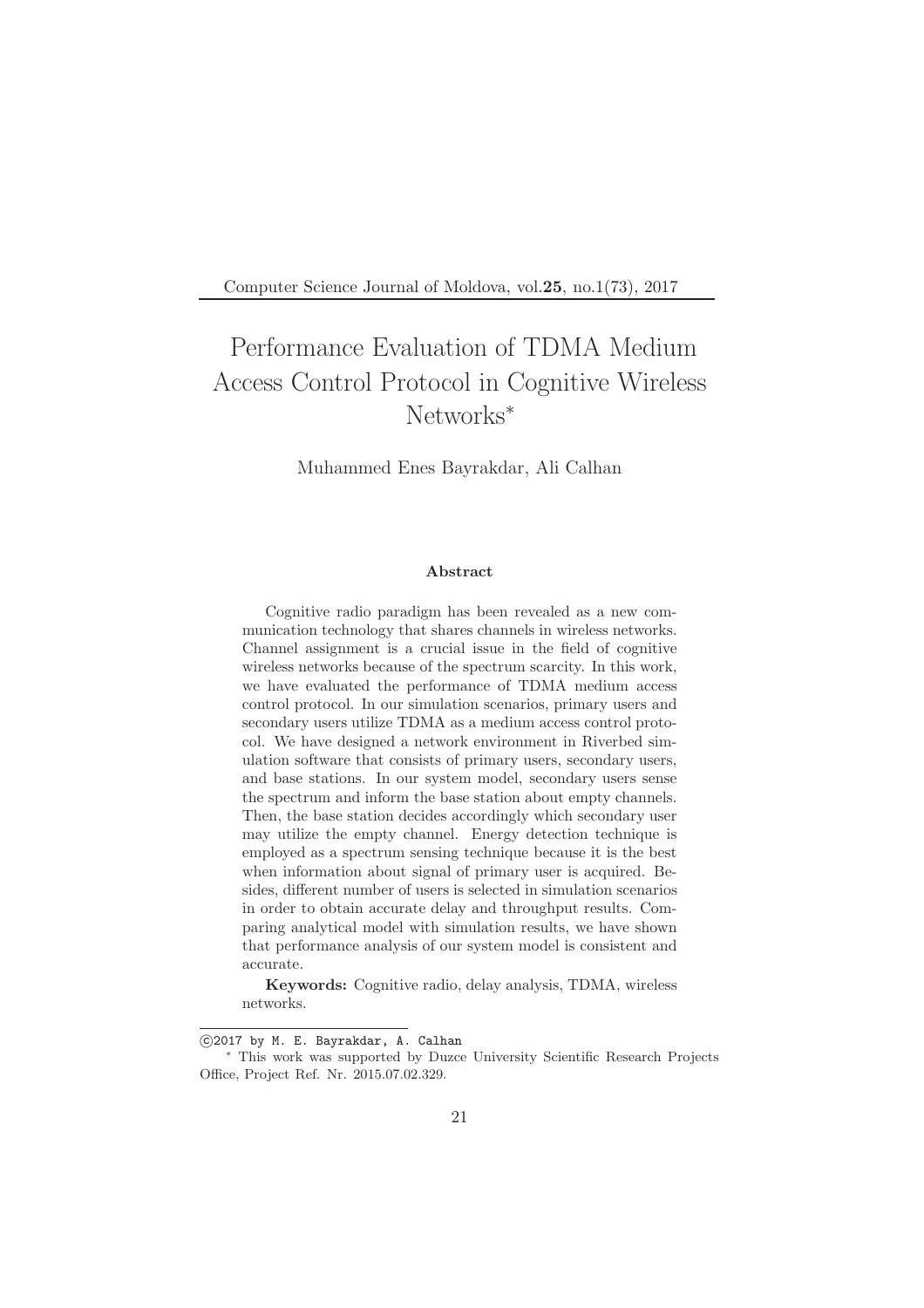# Performance Evaluation of TDMA Medium Access Control Protocol in Cognitive Wireless Networks*

Muhammed Enes Bayrakdar, Ali Calhan

## Abstract

Cognitive radio paradigm has been revealed as a new communication technology that shares channels in wireless networks. Channel assignment is a crucial issue in the field of cognitive wireless networks because of the spectrum scarcity. In this work, we have evaluated the performance of TDMA medium access control protocol. In our simulation scenarios, primary users and secondary users utilize TDMA as a medium access control protocol. We have designed a network environment in Riverbed simulation software that consists of primary users, secondary users, and base stations. In our system model, secondary users sense the spectrum and inform the base station about empty channels. Then, the base station decides accordingly which secondary user may utilize the empty channel. Energy detection technique is employed as a spectrum sensing technique because it is the best when information about signal of primary user is acquired. Besides, different number of users is selected in simulation scenarios in order to obtain accurate delay and throughput results. Comparing analytical model with simulation results, we have shown that performance analysis of our system model is consistent and accurate.

**Keywords:** Cognitive radio, delay analysis, TDMA, wireless networks.

---

©2017 by M. E. Bayrakdar, A. Calhan

* This work was supported by Duzce University Scientific Research Projects Office, Project Ref. Nr. 2015.07.02.329.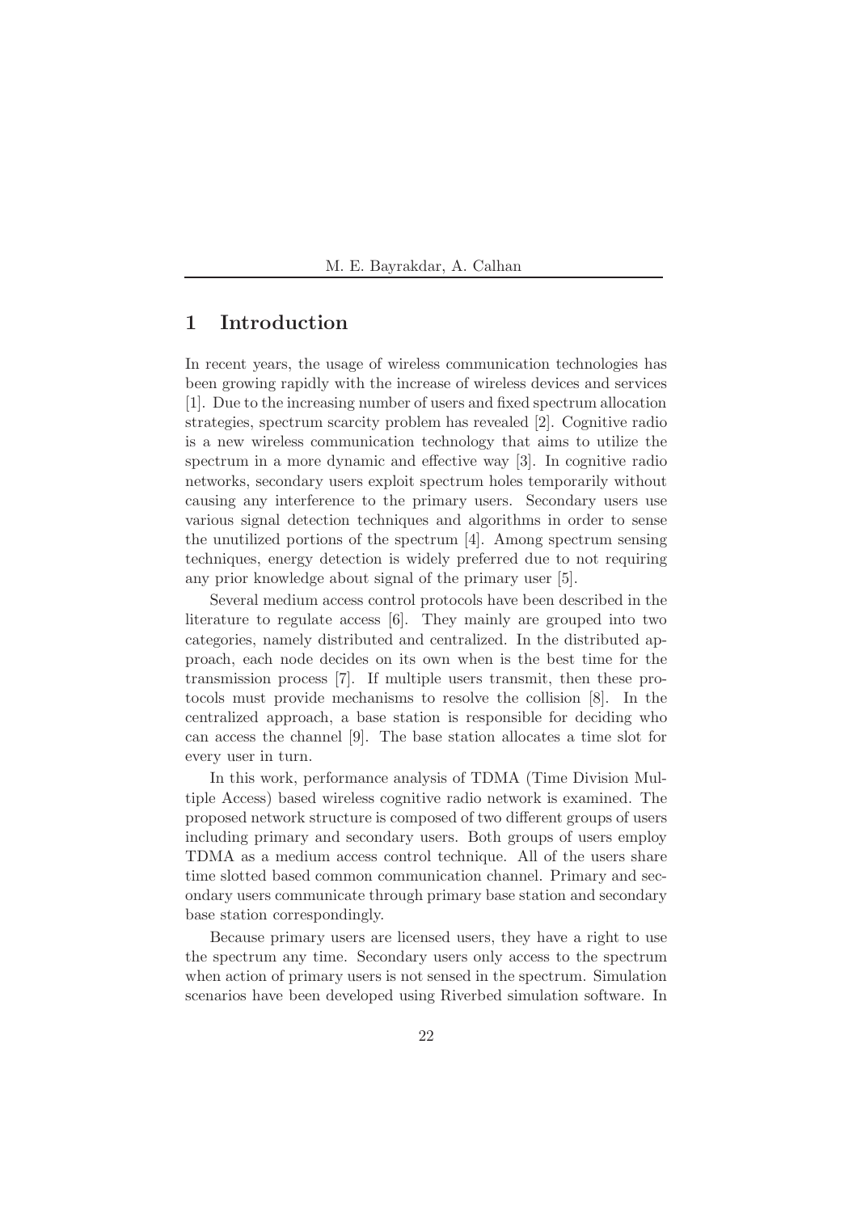# 1 Introduction

In recent years, the usage of wireless communication technologies has been growing rapidly with the increase of wireless devices and services [1]. Due to the increasing number of users and fixed spectrum allocation strategies, spectrum scarcity problem has revealed [2]. Cognitive radio is a new wireless communication technology that aims to utilize the spectrum in a more dynamic and effective way [3]. In cognitive radio networks, secondary users exploit spectrum holes temporarily without causing any interference to the primary users. Secondary users use various signal detection techniques and algorithms in order to sense the unutilized portions of the spectrum [4]. Among spectrum sensing techniques, energy detection is widely preferred due to not requiring any prior knowledge about signal of the primary user [5].

Several medium access control protocols have been described in the literature to regulate access [6]. They mainly are grouped into two categories, namely distributed and centralized. In the distributed approach, each node decides on its own when is the best time for the transmission process [7]. If multiple users transmit, then these protocols must provide mechanisms to resolve the collision [8]. In the centralized approach, a base station is responsible for deciding who can access the channel [9]. The base station allocates a time slot for every user in turn.

In this work, performance analysis of TDMA (Time Division Multiple Access) based wireless cognitive radio network is examined. The proposed network structure is composed of two different groups of users including primary and secondary users. Both groups of users employ TDMA as a medium access control technique. All of the users share time slotted based common communication channel. Primary and secondary users communicate through primary base station and secondary base station correspondingly.

Because primary users are licensed users, they have a right to use the spectrum any time. Secondary users only access to the spectrum when action of primary users is not sensed in the spectrum. Simulation scenarios have been developed using Riverbed simulation software. In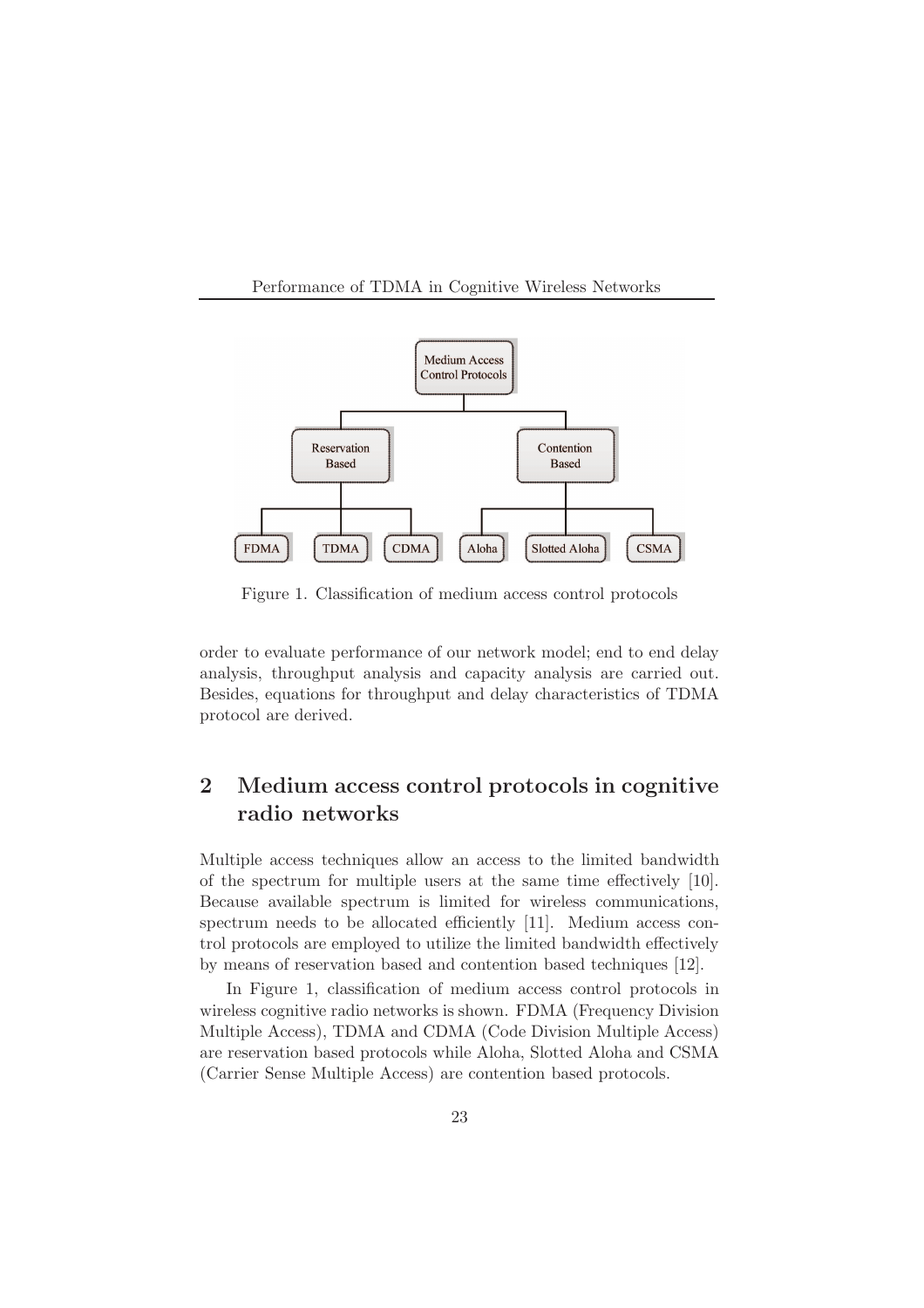Figure 1. Classification of medium access control protocols

order to evaluate performance of our network model; end to end delay analysis, throughput analysis and capacity analysis are carried out. Besides, equations for throughput and delay characteristics of TDMA protocol are derived.

## 2 Medium access control protocols in cognitive radio networks

Multiple access techniques allow an access to the limited bandwidth of the spectrum for multiple users at the same time effectively [10]. Because available spectrum is limited for wireless communications, spectrum needs to be allocated efficiently [11]. Medium access control protocols are employed to utilize the limited bandwidth effectively by means of reservation based and contention based techniques [12].

In Figure 1, classification of medium access control protocols in wireless cognitive radio networks is shown. FDMA (Frequency Division Multiple Access), TDMA and CDMA (Code Division Multiple Access) are reservation based protocols while Aloha, Slotted Aloha and CSMA (Carrier Sense Multiple Access) are contention based protocols.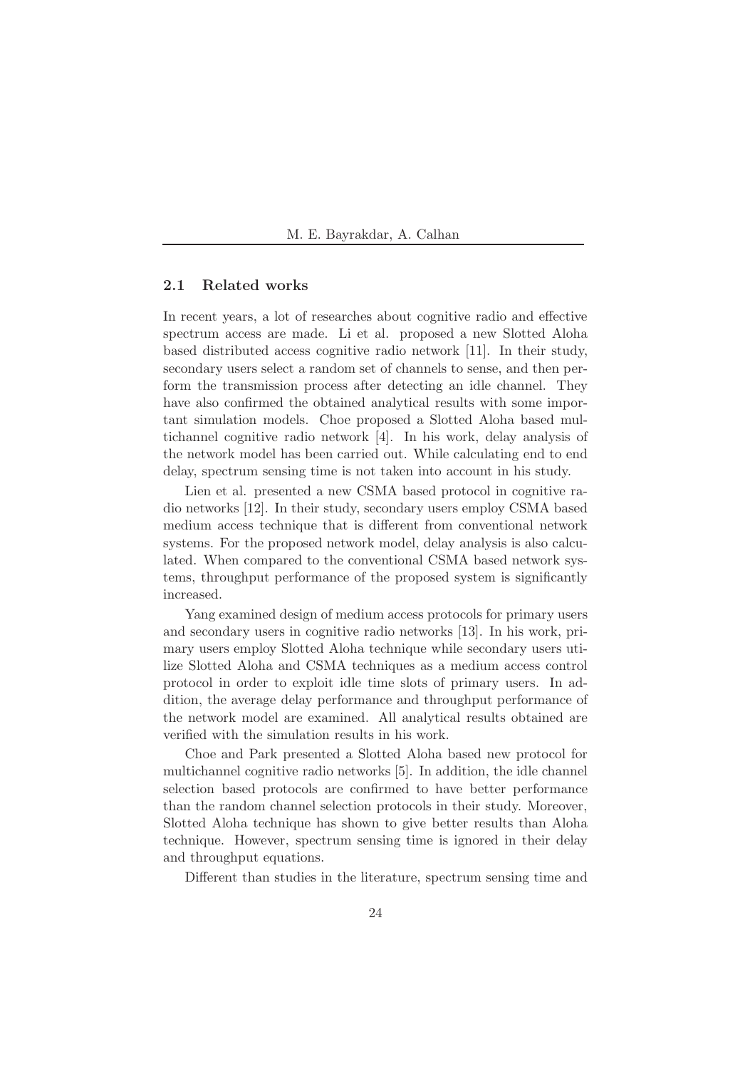### 2.1 Related works

In recent years, a lot of researches about cognitive radio and effective spectrum access are made. Li et al. proposed a new Slotted Aloha based distributed access cognitive radio network [11]. In their study, secondary users select a random set of channels to sense, and then perform the transmission process after detecting an idle channel. They have also confirmed the obtained analytical results with some important simulation models. Choe proposed a Slotted Aloha based multichannel cognitive radio network [4]. In his work, delay analysis of the network model has been carried out. While calculating end to end delay, spectrum sensing time is not taken into account in his study.

Lien et al. presented a new CSMA based protocol in cognitive radio networks [12]. In their study, secondary users employ CSMA based medium access technique that is different from conventional network systems. For the proposed network model, delay analysis is also calculated. When compared to the conventional CSMA based network systems, throughput performance of the proposed system is significantly increased.

Yang examined design of medium access protocols for primary users and secondary users in cognitive radio networks [13]. In his work, primary users employ Slotted Aloha technique while secondary users utilize Slotted Aloha and CSMA techniques as a medium access control protocol in order to exploit idle time slots of primary users. In addition, the average delay performance and throughput performance of the network model are examined. All analytical results obtained are verified with the simulation results in his work.

Choe and Park presented a Slotted Aloha based new protocol for multichannel cognitive radio networks [5]. In addition, the idle channel selection based protocols are confirmed to have better performance than the random channel selection protocols in their study. Moreover, Slotted Aloha technique has shown to give better results than Aloha technique. However, spectrum sensing time is ignored in their delay and throughput equations.

Different than studies in the literature, spectrum sensing time and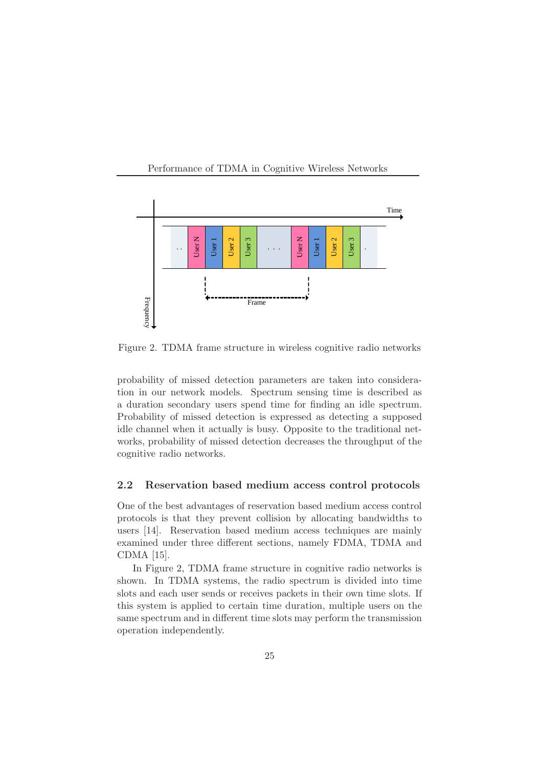Figure 2. TDMA frame structure in wireless cognitive radio networks

probability of missed detection parameters are taken into consideration in our network models. Spectrum sensing time is described as a duration secondary users spend time for finding an idle spectrum. Probability of missed detection is expressed as detecting a supposed idle channel when it actually is busy. Opposite to the traditional networks, probability of missed detection decreases the throughput of the cognitive radio networks.

### 2.2 Reservation based medium access control protocols

One of the best advantages of reservation based medium access control protocols is that they prevent collision by allocating bandwidths to users [14]. Reservation based medium access techniques are mainly examined under three different sections, namely FDMA, TDMA and CDMA [15].

In Figure 2, TDMA frame structure in cognitive radio networks is shown. In TDMA systems, the radio spectrum is divided into time slots and each user sends or receives packets in their own time slots. If this system is applied to certain time duration, multiple users on the same spectrum and in different time slots may perform the transmission operation independently.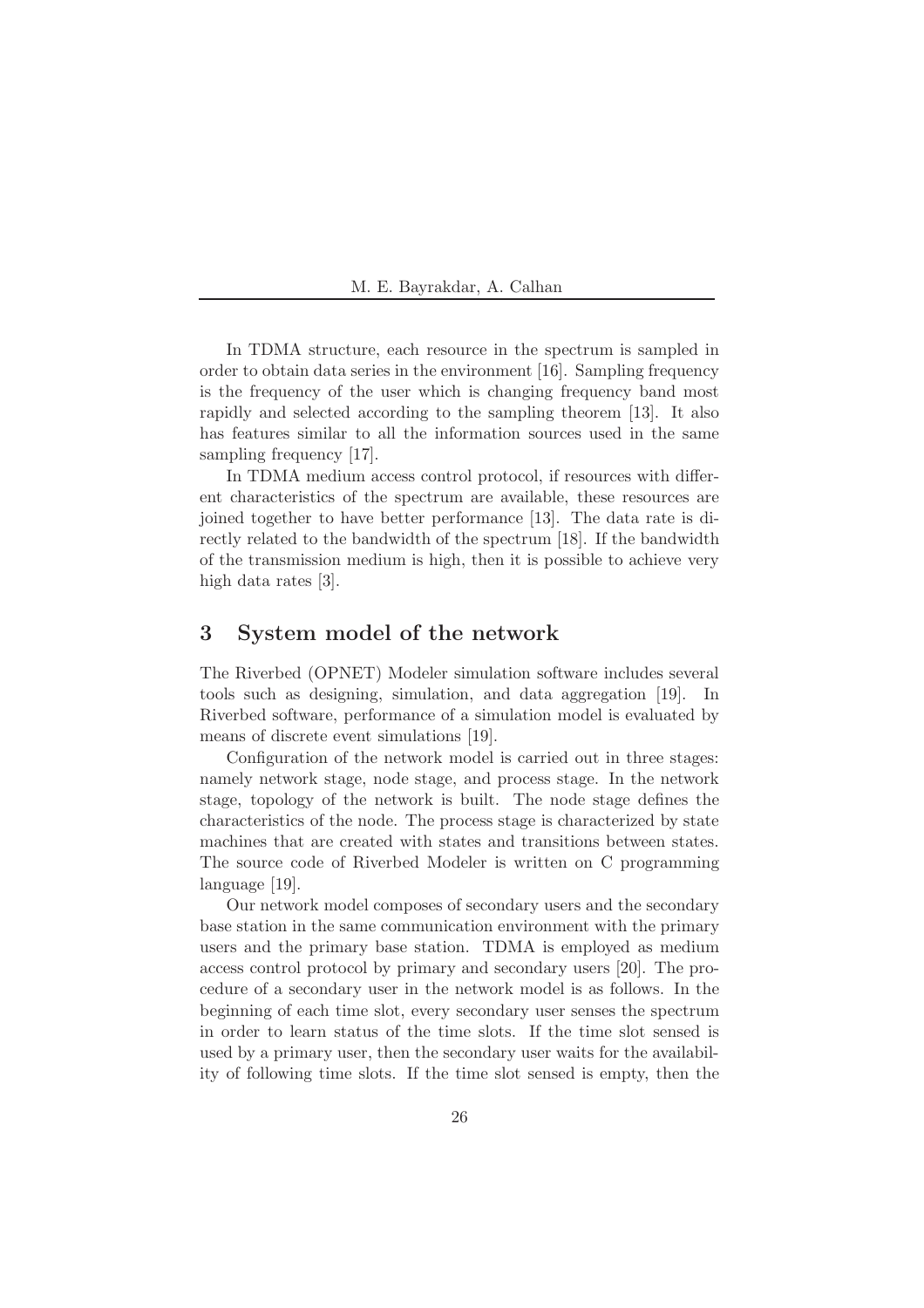In TDMA structure, each resource in the spectrum is sampled in order to obtain data series in the environment [16]. Sampling frequency is the frequency of the user which is changing frequency band most rapidly and selected according to the sampling theorem [13]. It also has features similar to all the information sources used in the same sampling frequency [17].

In TDMA medium access control protocol, if resources with different characteristics of the spectrum are available, these resources are joined together to have better performance [13]. The data rate is directly related to the bandwidth of the spectrum [18]. If the bandwidth of the transmission medium is high, then it is possible to achieve very high data rates [3].

## 3 System model of the network

The Riverbed (OPNET) Modeler simulation software includes several tools such as designing, simulation, and data aggregation [19]. In Riverbed software, performance of a simulation model is evaluated by means of discrete event simulations [19].

Configuration of the network model is carried out in three stages: namely network stage, node stage, and process stage. In the network stage, topology of the network is built. The node stage defines the characteristics of the node. The process stage is characterized by state machines that are created with states and transitions between states. The source code of Riverbed Modeler is written on C programming language [19].

Our network model composes of secondary users and the secondary base station in the same communication environment with the primary users and the primary base station. TDMA is employed as medium access control protocol by primary and secondary users [20]. The procedure of a secondary user in the network model is as follows. In the beginning of each time slot, every secondary user senses the spectrum in order to learn status of the time slots. If the time slot sensed is used by a primary user, then the secondary user waits for the availability of following time slots. If the time slot sensed is empty, then the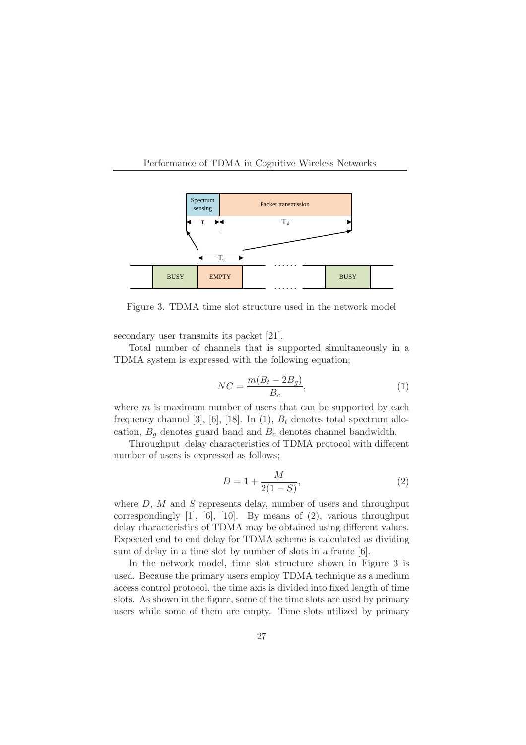Figure 3. TDMA time slot structure used in the network model

secondary user transmits its packet [21].

Total number of channels that is supported simultaneously in a TDMA system is expressed with the following equation;

$$NC = \frac{m(B_t - 2B_g)}{B_c}, \tag{1}$$

where $m$ is maximum number of users that can be supported by each frequency channel [3], [6], [18]. In (1), $B_t$ denotes total spectrum allocation, $B_g$ denotes guard band and $B_c$ denotes channel bandwidth.

Throughput delay characteristics of TDMA protocol with different number of users is expressed as follows;

$$D = 1 + \frac{M}{2(1 - S)}, \tag{2}$$

where $D$, $M$ and $S$ represents delay, number of users and throughput correspondingly [1], [6], [10]. By means of (2), various throughput delay characteristics of TDMA may be obtained using different values. Expected end to end delay for TDMA scheme is calculated as dividing sum of delay in a time slot by number of slots in a frame [6].

In the network model, time slot structure shown in Figure 3 is used. Because the primary users employ TDMA technique as a medium access control protocol, the time axis is divided into fixed length of time slots. As shown in the figure, some of the time slots are used by primary users while some of them are empty. Time slots utilized by primary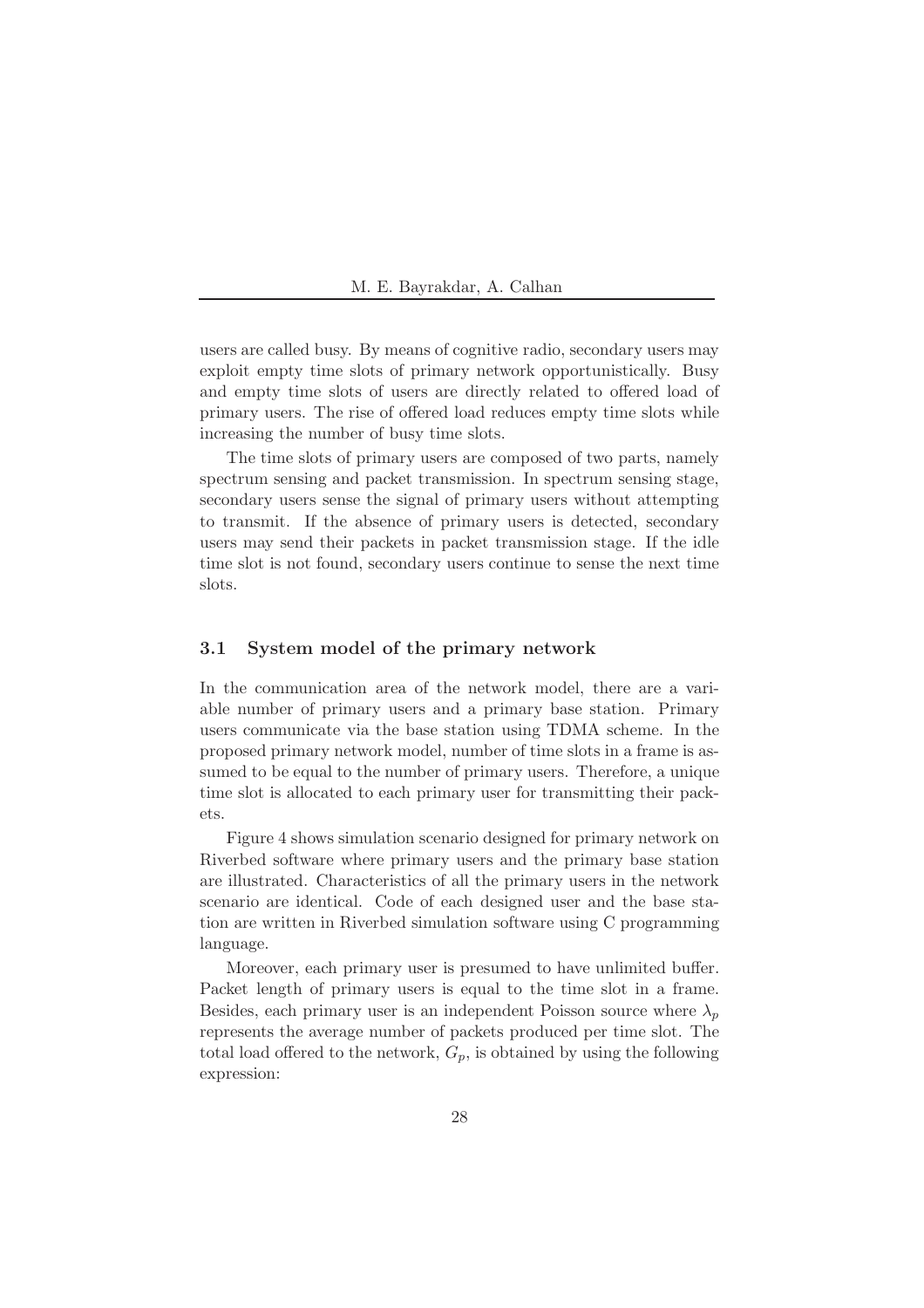users are called busy. By means of cognitive radio, secondary users may exploit empty time slots of primary network opportunistically. Busy and empty time slots of users are directly related to offered load of primary users. The rise of offered load reduces empty time slots while increasing the number of busy time slots.

The time slots of primary users are composed of two parts, namely spectrum sensing and packet transmission. In spectrum sensing stage, secondary users sense the signal of primary users without attempting to transmit. If the absence of primary users is detected, secondary users may send their packets in packet transmission stage. If the idle time slot is not found, secondary users continue to sense the next time slots.

### 3.1 System model of the primary network

In the communication area of the network model, there are a variable number of primary users and a primary base station. Primary users communicate via the base station using TDMA scheme. In the proposed primary network model, number of time slots in a frame is assumed to be equal to the number of primary users. Therefore, a unique time slot is allocated to each primary user for transmitting their packets.

Figure 4 shows simulation scenario designed for primary network on Riverbed software where primary users and the primary base station are illustrated. Characteristics of all the primary users in the network scenario are identical. Code of each designed user and the base station are written in Riverbed simulation software using C programming language.

Moreover, each primary user is presumed to have unlimited buffer. Packet length of primary users is equal to the time slot in a frame. Besides, each primary user is an independent Poisson source where $\lambda_p$ represents the average number of packets produced per time slot. The total load offered to the network, $G_p$, is obtained by using the following expression: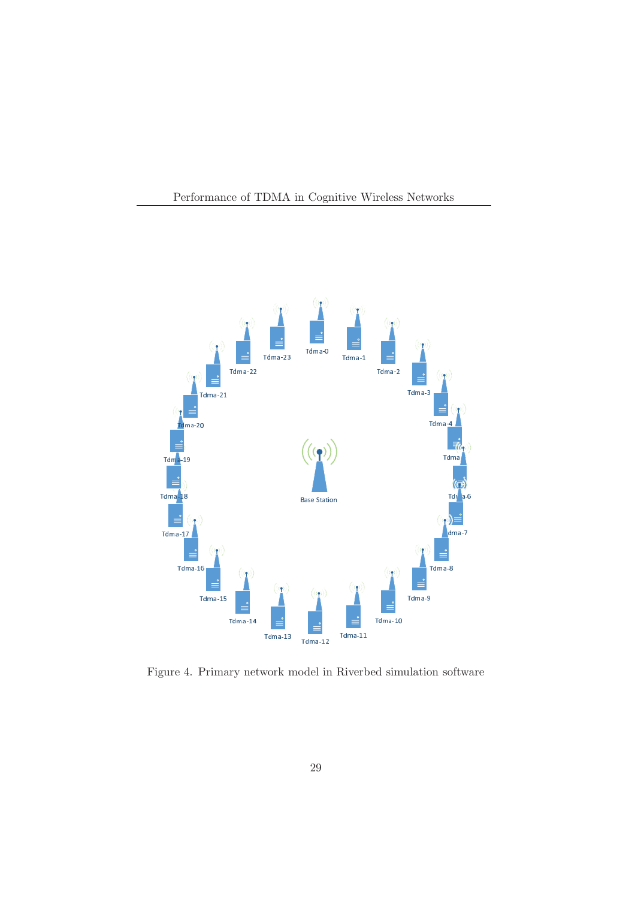Figure 4. Primary network model in Riverbed simulation software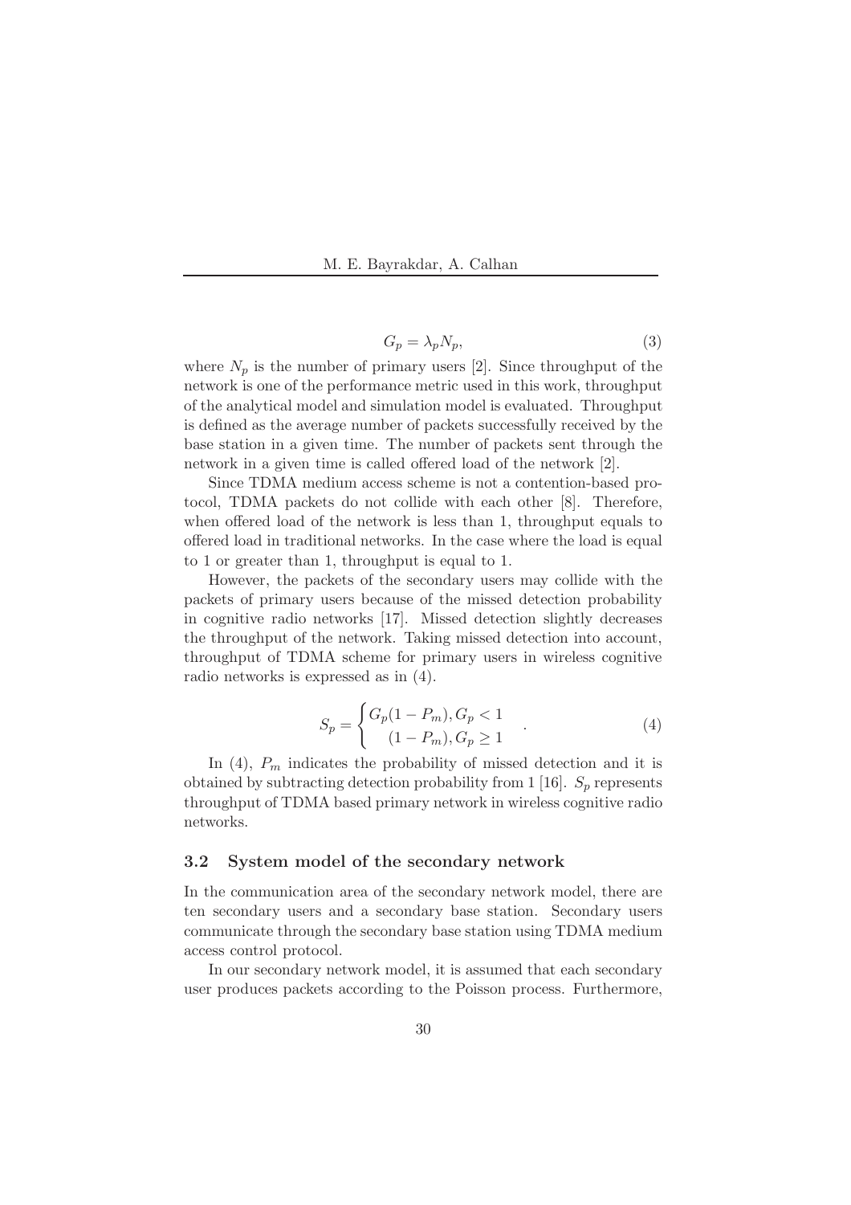$$G_p = \lambda_p N_p, \tag{3}$$

where $N_p$ is the number of primary users [2]. Since throughput of the network is one of the performance metric used in this work, throughput of the analytical model and simulation model is evaluated. Throughput is defined as the average number of packets successfully received by the base station in a given time. The number of packets sent through the network in a given time is called offered load of the network [2].

Since TDMA medium access scheme is not a contention-based protocol, TDMA packets do not collide with each other [8]. Therefore, when offered load of the network is less than 1, throughput equals to offered load in traditional networks. In the case where the load is equal to 1 or greater than 1, throughput is equal to 1.

However, the packets of the secondary users may collide with the packets of primary users because of the missed detection probability in cognitive radio networks [17]. Missed detection slightly decreases the throughput of the network. Taking missed detection into account, throughput of TDMA scheme for primary users in wireless cognitive radio networks is expressed as in (4).

$$S_p = \begin{cases} G_p(1 - P_m), G_p < 1 \\ (1 - P_m), G_p \geq 1 \end{cases} . \tag{4}$$

In (4), $P_m$ indicates the probability of missed detection and it is obtained by subtracting detection probability from 1 [16]. $S_p$ represents throughput of TDMA based primary network in wireless cognitive radio networks.

### 3.2 System model of the secondary network

In the communication area of the secondary network model, there are ten secondary users and a secondary base station. Secondary users communicate through the secondary base station using TDMA medium access control protocol.

In our secondary network model, it is assumed that each secondary user produces packets according to the Poisson process. Furthermore,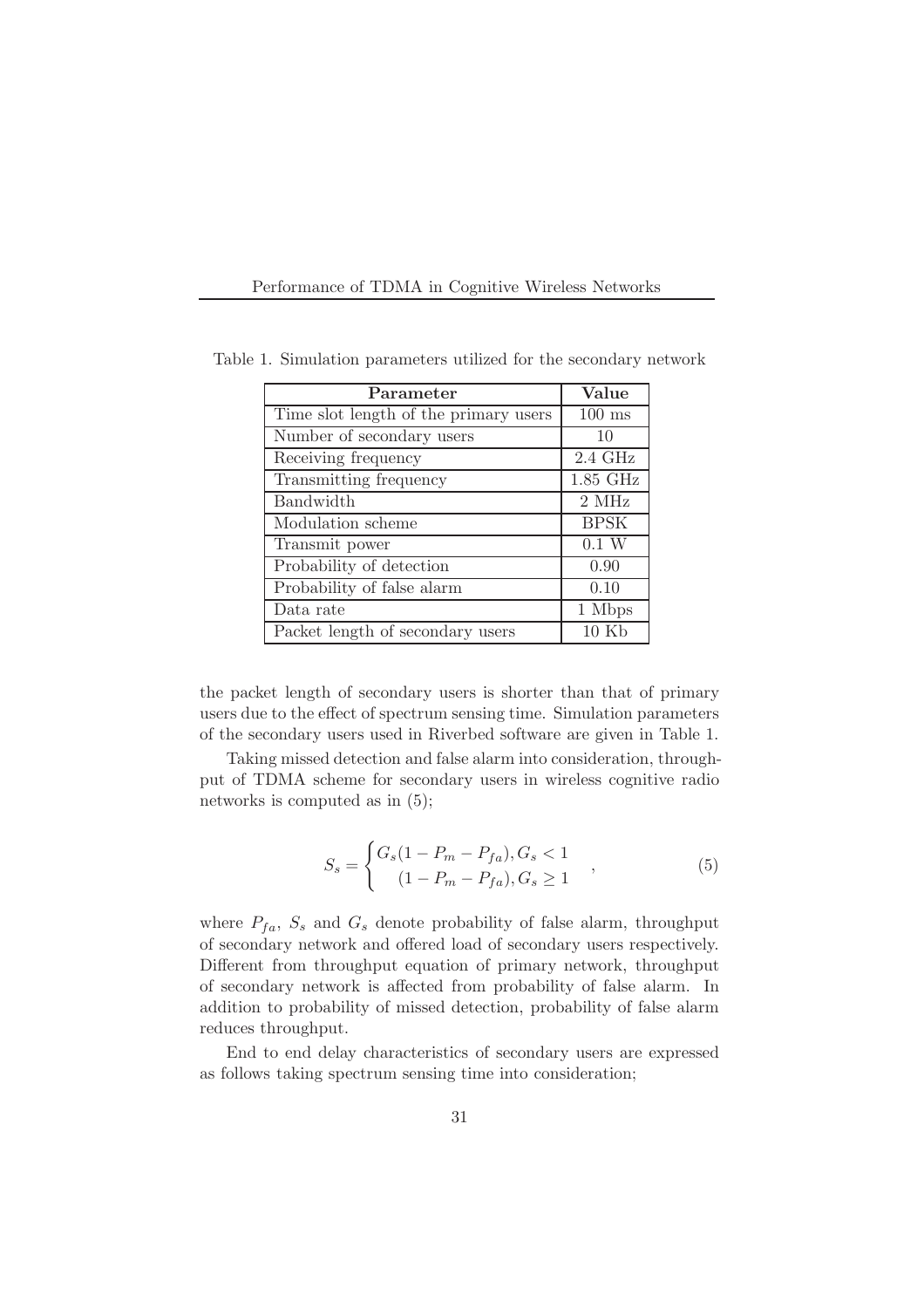Table 1. Simulation parameters utilized for the secondary network

| Parameter | Value |
|---|---|
| Time slot length of the primary users | 100 ms |
| Number of secondary users | 10 |
| Receiving frequency | 2.4 GHz |
| Transmitting frequency | 1.85 GHz |
| Bandwidth | 2 MHz |
| Modulation scheme | BPSK |
| Transmit power | 0.1 W |
| Probability of detection | 0.90 |
| Probability of false alarm | 0.10 |
| Data rate | 1 Mbps |
| Packet length of secondary users | 10 Kb |

the packet length of secondary users is shorter than that of primary users due to the effect of spectrum sensing time. Simulation parameters of the secondary users used in Riverbed software are given in Table 1.

Taking missed detection and false alarm into consideration, throughput of TDMA scheme for secondary users in wireless cognitive radio networks is computed as in (5);

$$S_s = \begin{cases} G_s(1 - P_m - P_{fa}), G_s < 1 \\ (1 - P_m - P_{fa}), G_s \geq 1 \end{cases}, \tag{5}$$

where $P_{fa}$, $S_s$ and $G_s$ denote probability of false alarm, throughput of secondary network and offered load of secondary users respectively. Different from throughput equation of primary network, throughput of secondary network is affected from probability of false alarm. In addition to probability of missed detection, probability of false alarm reduces throughput.

End to end delay characteristics of secondary users are expressed as follows taking spectrum sensing time into consideration;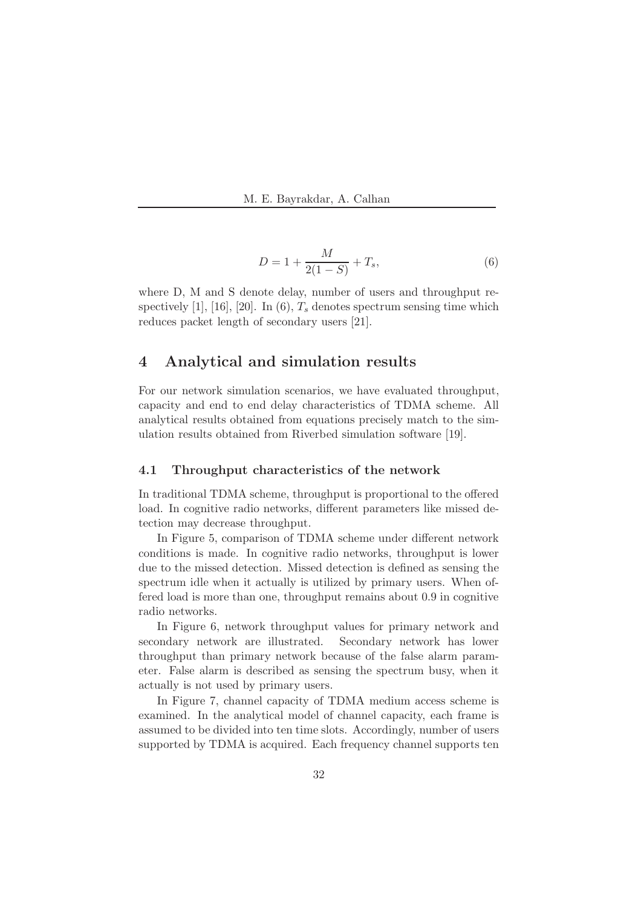$$D = 1 + \frac{M}{2(1-S)} + T_s, \tag{6}$$

where D, M and S denote delay, number of users and throughput respectively [1], [16], [20]. In (6), $T_s$ denotes spectrum sensing time which reduces packet length of secondary users [21].

## 4 Analytical and simulation results

For our network simulation scenarios, we have evaluated throughput, capacity and end to end delay characteristics of TDMA scheme. All analytical results obtained from equations precisely match to the simulation results obtained from Riverbed simulation software [19].

### 4.1 Throughput characteristics of the network

In traditional TDMA scheme, throughput is proportional to the offered load. In cognitive radio networks, different parameters like missed detection may decrease throughput.

In Figure 5, comparison of TDMA scheme under different network conditions is made. In cognitive radio networks, throughput is lower due to the missed detection. Missed detection is defined as sensing the spectrum idle when it actually is utilized by primary users. When offered load is more than one, throughput remains about 0.9 in cognitive radio networks.

In Figure 6, network throughput values for primary network and secondary network are illustrated. Secondary network has lower throughput than primary network because of the false alarm parameter. False alarm is described as sensing the spectrum busy, when it actually is not used by primary users.

In Figure 7, channel capacity of TDMA medium access scheme is examined. In the analytical model of channel capacity, each frame is assumed to be divided into ten time slots. Accordingly, number of users supported by TDMA is acquired. Each frequency channel supports ten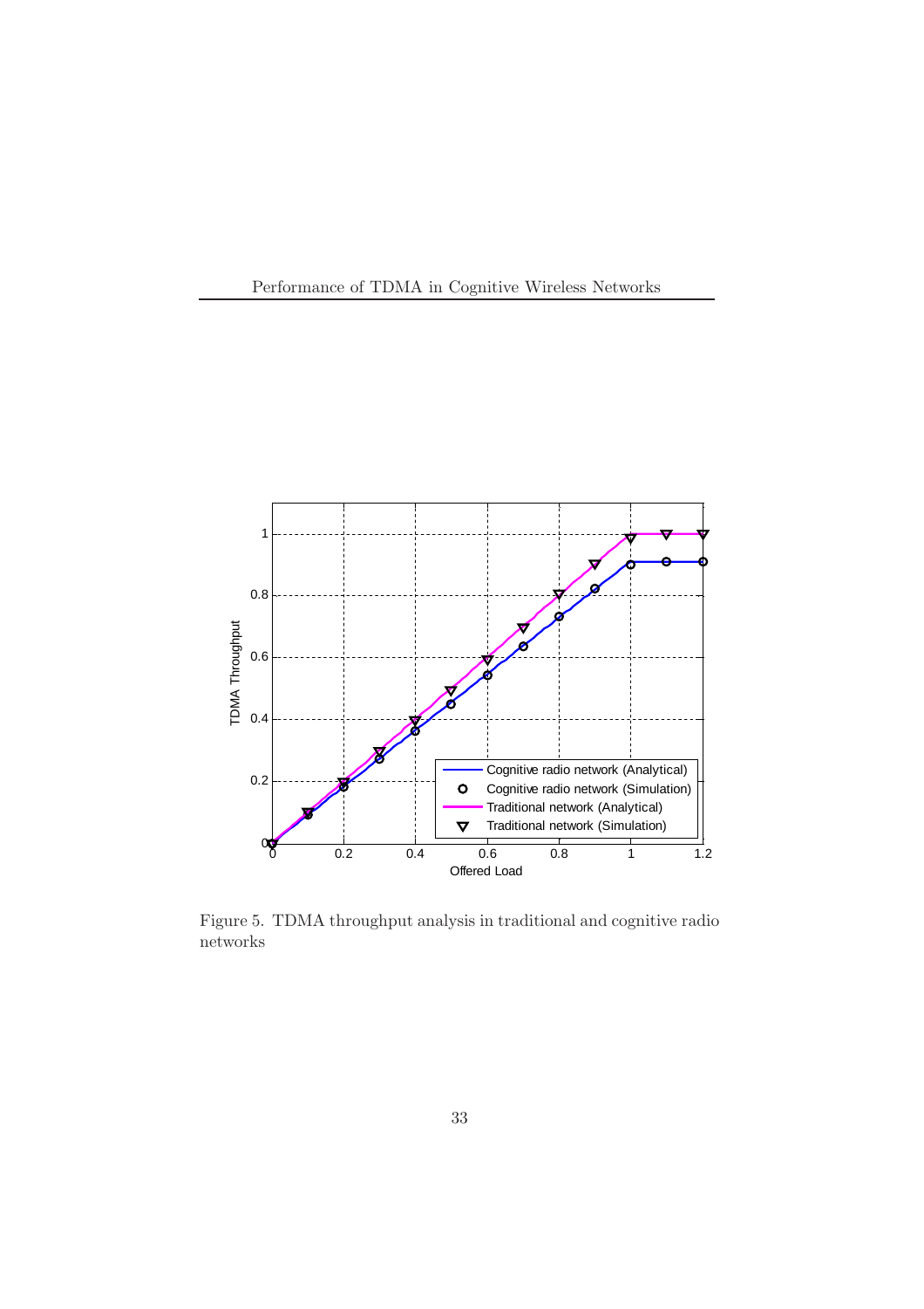Figure 5. TDMA throughput analysis in traditional and cognitive radio networks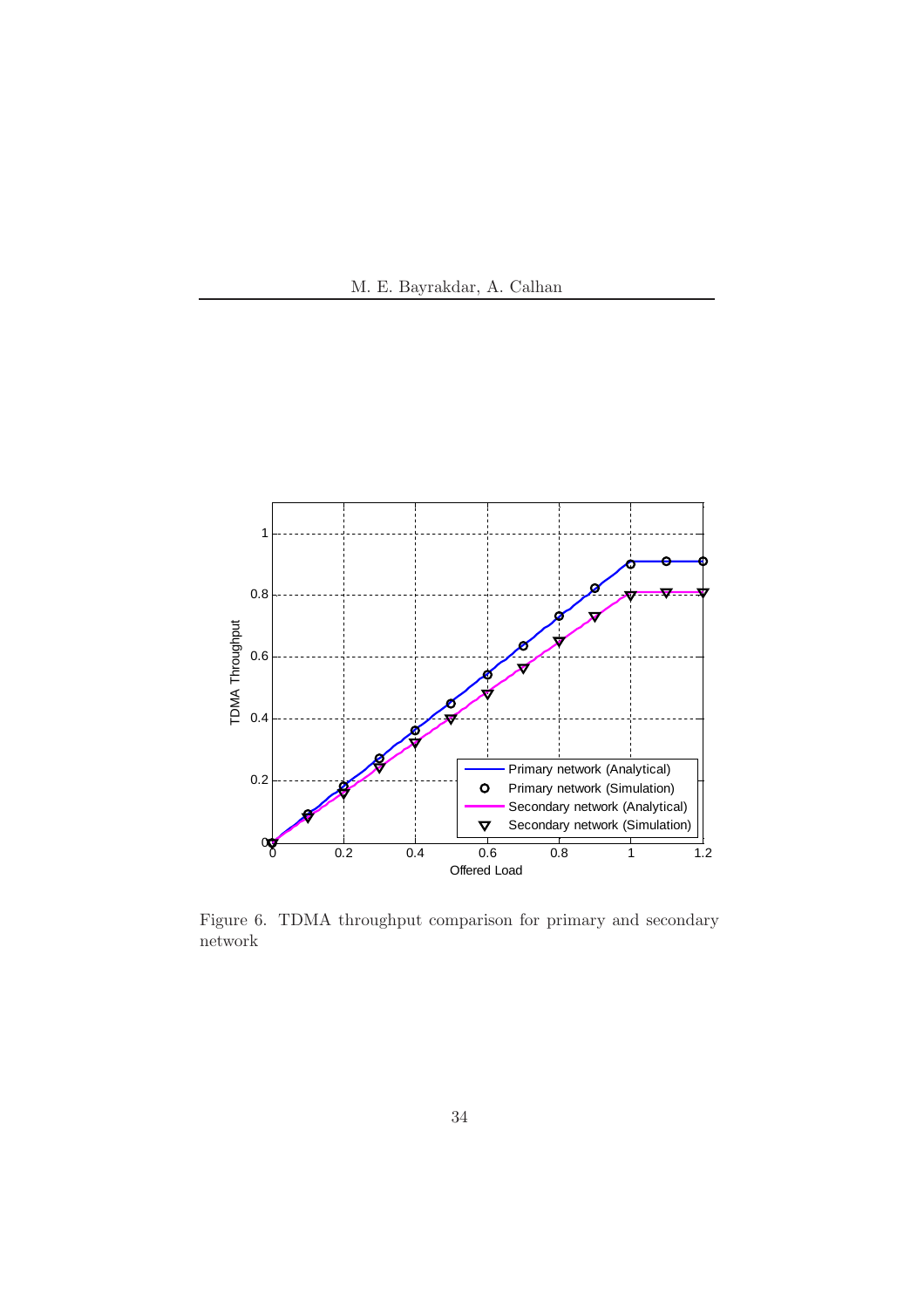Figure 6. TDMA throughput comparison for primary and secondary network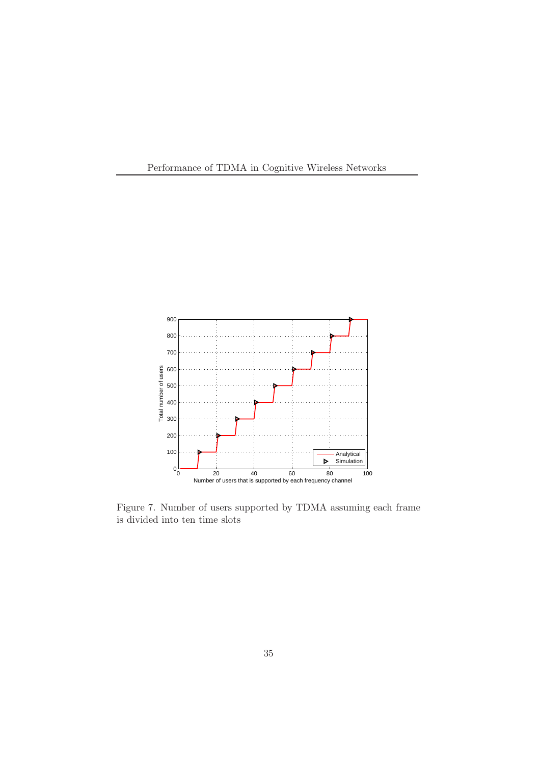Figure 7. Number of users supported by TDMA assuming each frame is divided into ten time slots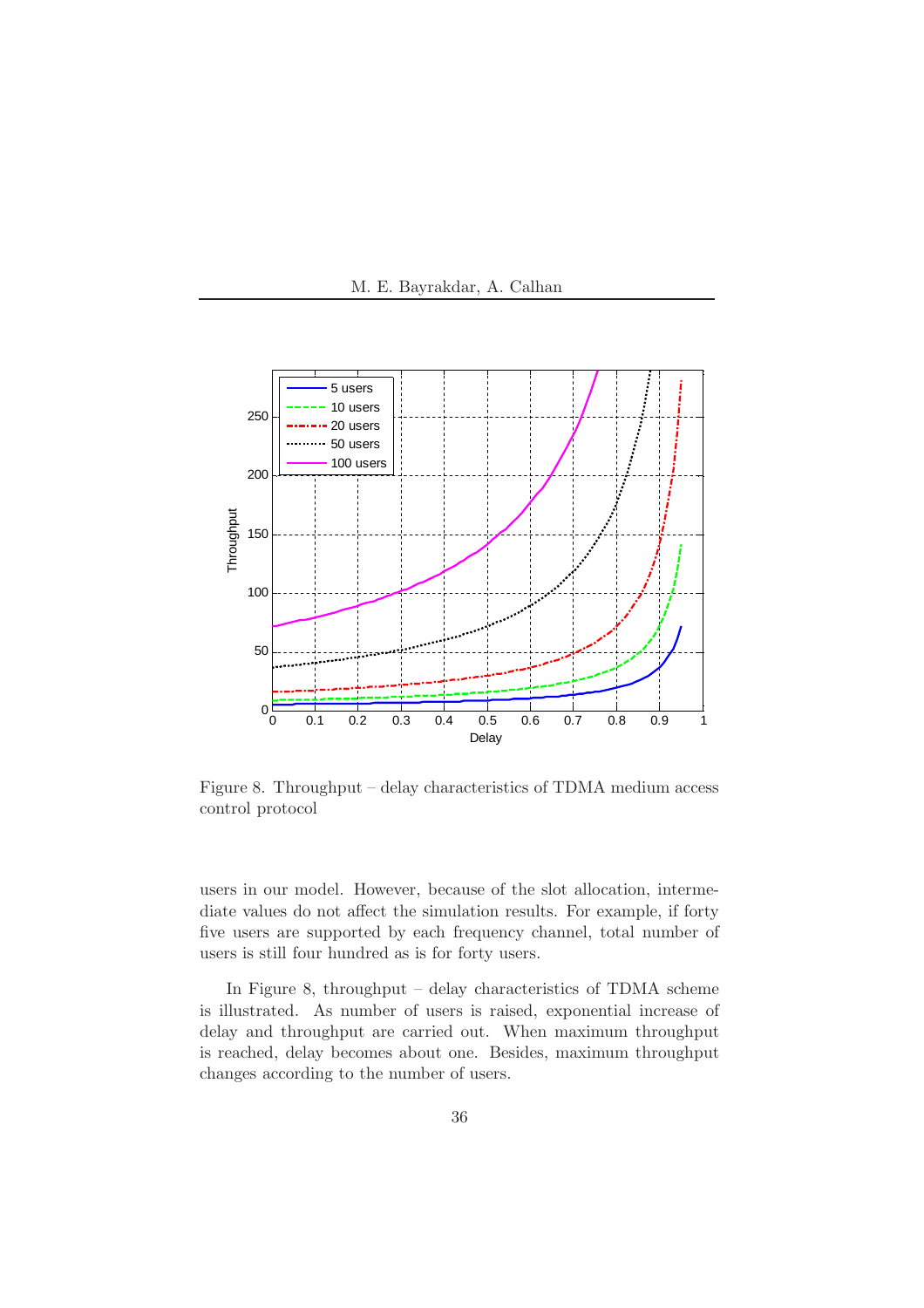Figure 8. Throughput – delay characteristics of TDMA medium access control protocol

users in our model. However, because of the slot allocation, intermediate values do not affect the simulation results. For example, if forty five users are supported by each frequency channel, total number of users is still four hundred as is for forty users.

In Figure 8, throughput – delay characteristics of TDMA scheme is illustrated. As number of users is raised, exponential increase of delay and throughput are carried out. When maximum throughput is reached, delay becomes about one. Besides, maximum throughput changes according to the number of users.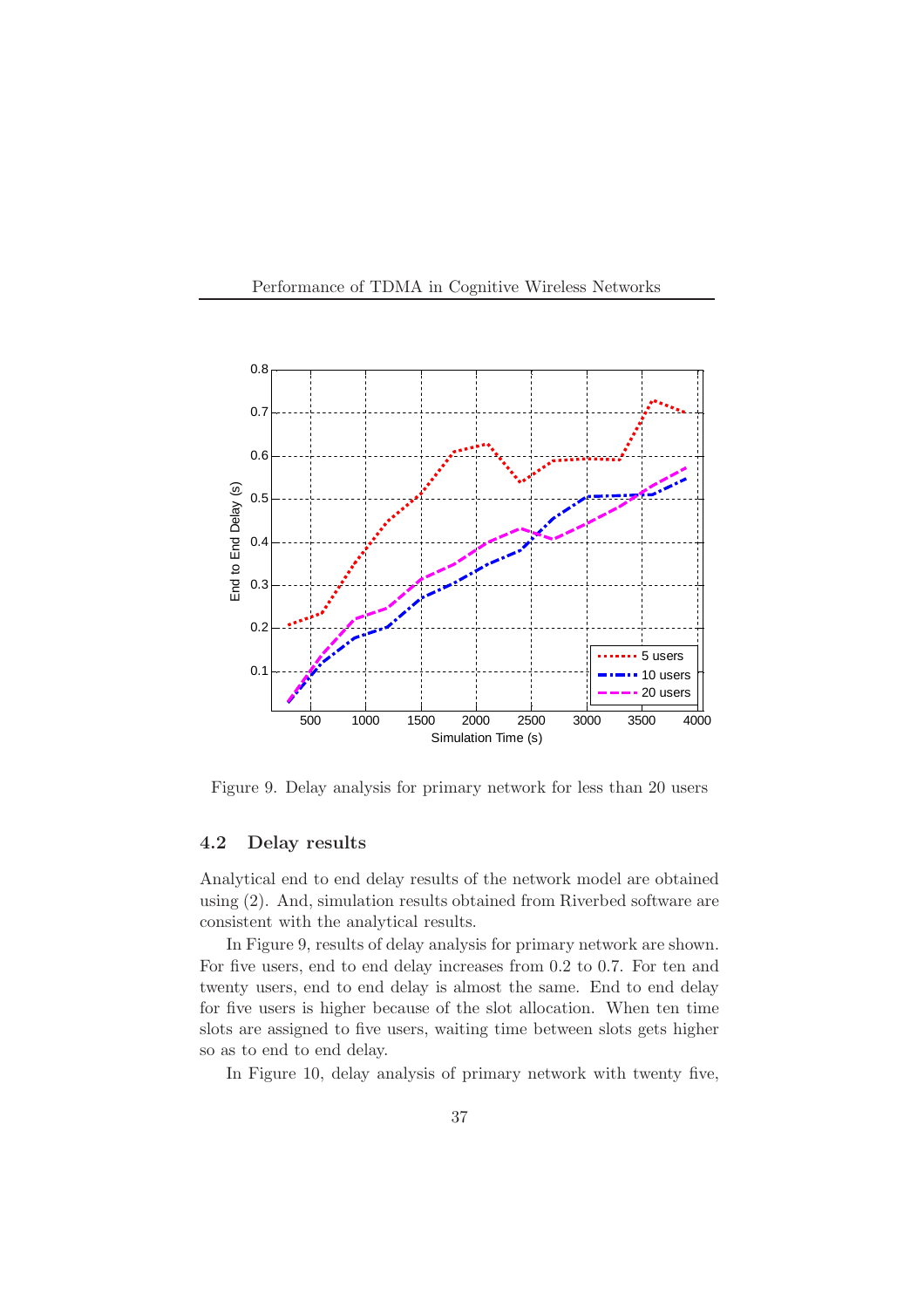Figure 9. Delay analysis for primary network for less than 20 users

### 4.2 Delay results

Analytical end to end delay results of the network model are obtained using (2). And, simulation results obtained from Riverbed software are consistent with the analytical results.

In Figure 9, results of delay analysis for primary network are shown. For five users, end to end delay increases from 0.2 to 0.7. For ten and twenty users, end to end delay is almost the same. End to end delay for five users is higher because of the slot allocation. When ten time slots are assigned to five users, waiting time between slots gets higher so as to end to end delay.

In Figure 10, delay analysis of primary network with twenty five,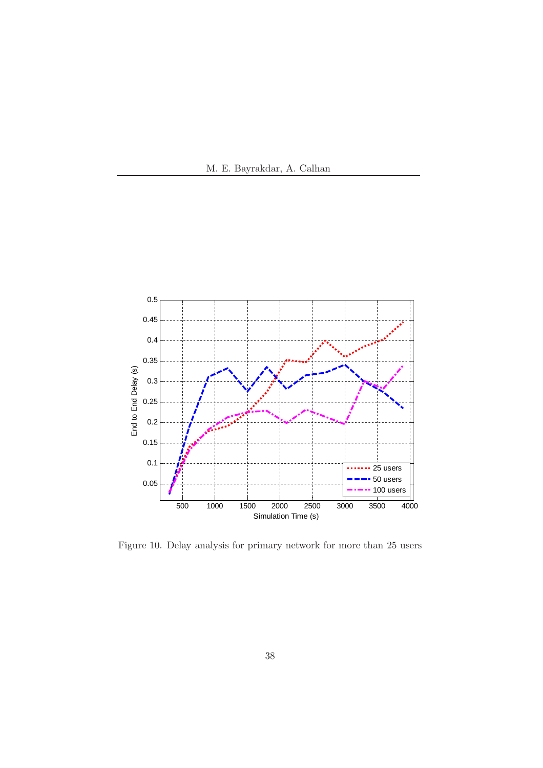Figure 10. Delay analysis for primary network for more than 25 users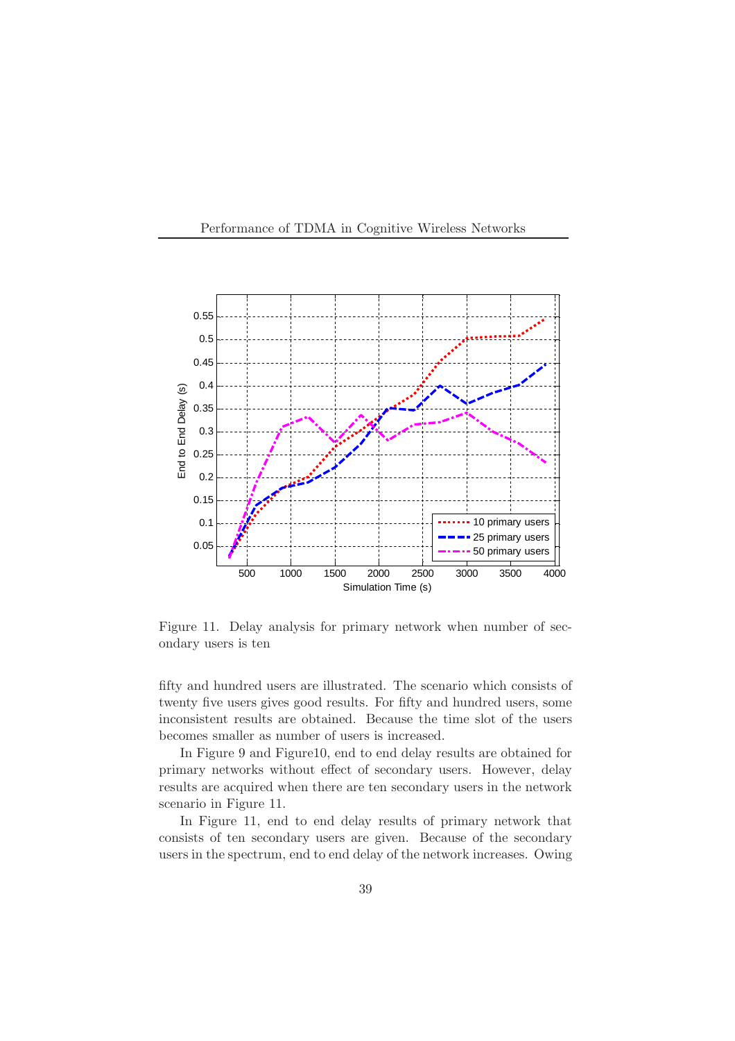Figure 11. Delay analysis for primary network when number of secondary users is ten

fifty and hundred users are illustrated. The scenario which consists of twenty five users gives good results. For fifty and hundred users, some inconsistent results are obtained. Because the time slot of the users becomes smaller as number of users is increased.

In Figure 9 and Figure10, end to end delay results are obtained for primary networks without effect of secondary users. However, delay results are acquired when there are ten secondary users in the network scenario in Figure 11.

In Figure 11, end to end delay results of primary network that consists of ten secondary users are given. Because of the secondary users in the spectrum, end to end delay of the network increases. Owing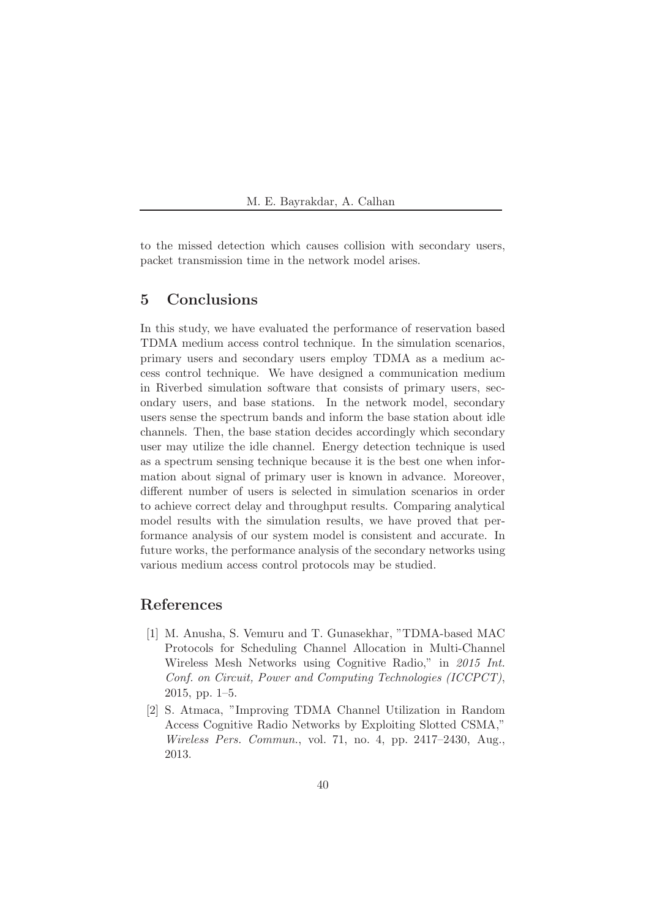to the missed detection which causes collision with secondary users, packet transmission time in the network model arises.

## 5 Conclusions

In this study, we have evaluated the performance of reservation based TDMA medium access control technique. In the simulation scenarios, primary users and secondary users employ TDMA as a medium access control technique. We have designed a communication medium in Riverbed simulation software that consists of primary users, secondary users, and base stations. In the network model, secondary users sense the spectrum bands and inform the base station about idle channels. Then, the base station decides accordingly which secondary user may utilize the idle channel. Energy detection technique is used as a spectrum sensing technique because it is the best one when information about signal of primary user is known in advance. Moreover, different number of users is selected in simulation scenarios in order to achieve correct delay and throughput results. Comparing analytical model results with the simulation results, we have proved that performance analysis of our system model is consistent and accurate. In future works, the performance analysis of the secondary networks using various medium access control protocols may be studied.

## References

[1] M. Anusha, S. Vemuru and T. Gunasekhar, "TDMA-based MAC Protocols for Scheduling Channel Allocation in Multi-Channel Wireless Mesh Networks using Cognitive Radio," in *2015 Int. Conf. on Circuit, Power and Computing Technologies (ICCPCT)*, 2015, pp. 1–5.

[2] S. Atmaca, "Improving TDMA Channel Utilization in Random Access Cognitive Radio Networks by Exploiting Slotted CSMA," *Wireless Pers. Commun.*, vol. 71, no. 4, pp. 2417–2430, Aug., 2013.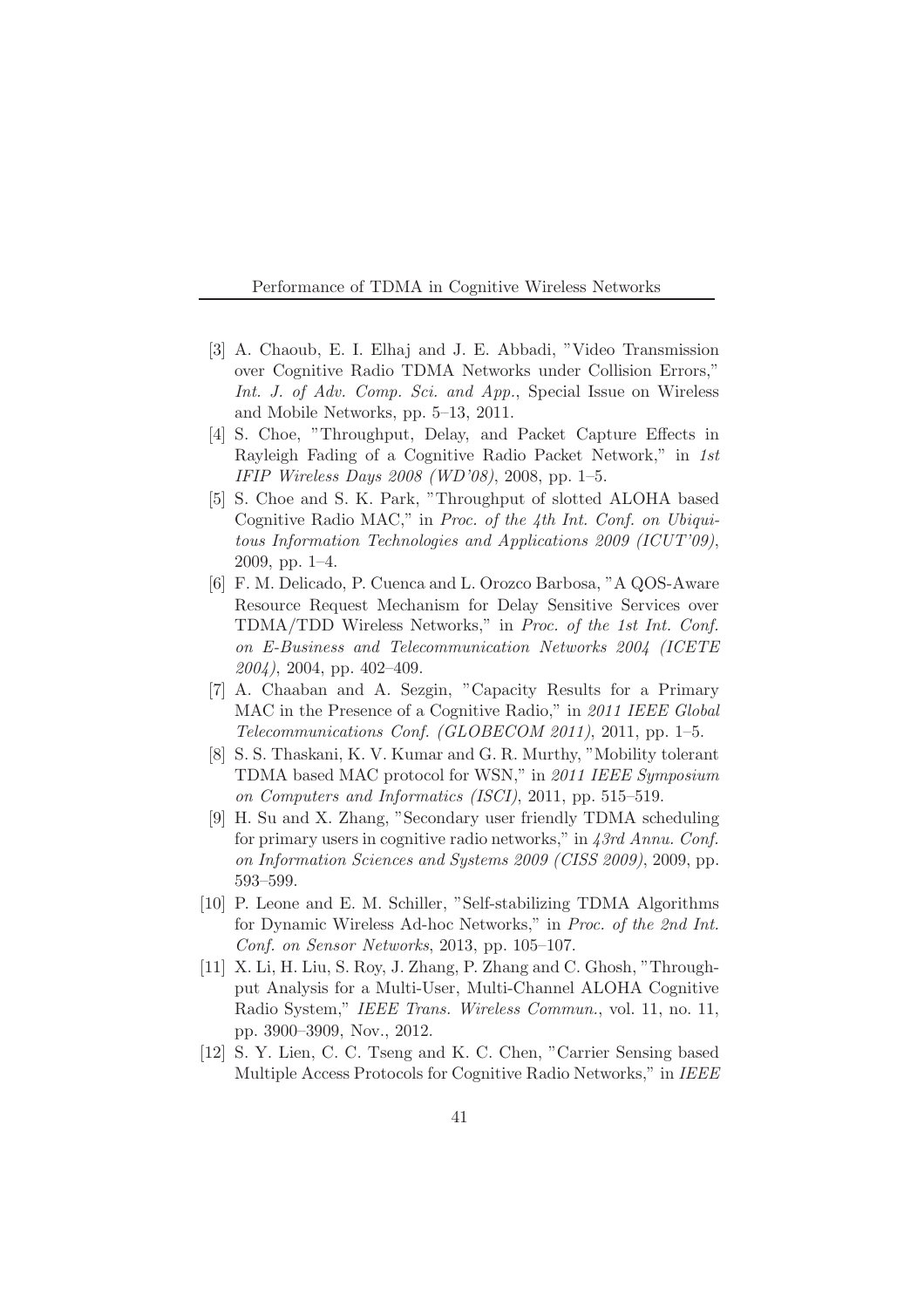[3] A. Chaoub, E. I. Elhaj and J. E. Abbadi, "Video Transmission over Cognitive Radio TDMA Networks under Collision Errors," *Int. J. of Adv. Comp. Sci. and App.*, Special Issue on Wireless and Mobile Networks, pp. 5–13, 2011.

[4] S. Choe, "Throughput, Delay, and Packet Capture Effects in Rayleigh Fading of a Cognitive Radio Packet Network," in *1st IFIP Wireless Days 2008 (WD'08)*, 2008, pp. 1–5.

[5] S. Choe and S. K. Park, "Throughput of slotted ALOHA based Cognitive Radio MAC," in *Proc. of the 4th Int. Conf. on Ubiquitous Information Technologies and Applications 2009 (ICUT'09)*, 2009, pp. 1–4.

[6] F. M. Delicado, P. Cuenca and L. Orozco Barbosa, "A QOS-Aware Resource Request Mechanism for Delay Sensitive Services over TDMA/TDD Wireless Networks," in *Proc. of the 1st Int. Conf. on E-Business and Telecommunication Networks 2004 (ICETE 2004)*, 2004, pp. 402–409.

[7] A. Chaaban and A. Sezgin, "Capacity Results for a Primary MAC in the Presence of a Cognitive Radio," in *2011 IEEE Global Telecommunications Conf. (GLOBECOM 2011)*, 2011, pp. 1–5.

[8] S. S. Thaskani, K. V. Kumar and G. R. Murthy, "Mobility tolerant TDMA based MAC protocol for WSN," in *2011 IEEE Symposium on Computers and Informatics (ISCI)*, 2011, pp. 515–519.

[9] H. Su and X. Zhang, "Secondary user friendly TDMA scheduling for primary users in cognitive radio networks," in *43rd Annu. Conf. on Information Sciences and Systems 2009 (CISS 2009)*, 2009, pp. 593–599.

[10] P. Leone and E. M. Schiller, "Self-stabilizing TDMA Algorithms for Dynamic Wireless Ad-hoc Networks," in *Proc. of the 2nd Int. Conf. on Sensor Networks*, 2013, pp. 105–107.

[11] X. Li, H. Liu, S. Roy, J. Zhang, P. Zhang and C. Ghosh, "Throughput Analysis for a Multi-User, Multi-Channel ALOHA Cognitive Radio System," *IEEE Trans. Wireless Commun.*, vol. 11, no. 11, pp. 3900–3909, Nov., 2012.

[12] S. Y. Lien, C. C. Tseng and K. C. Chen, "Carrier Sensing based Multiple Access Protocols for Cognitive Radio Networks," in *IEEE*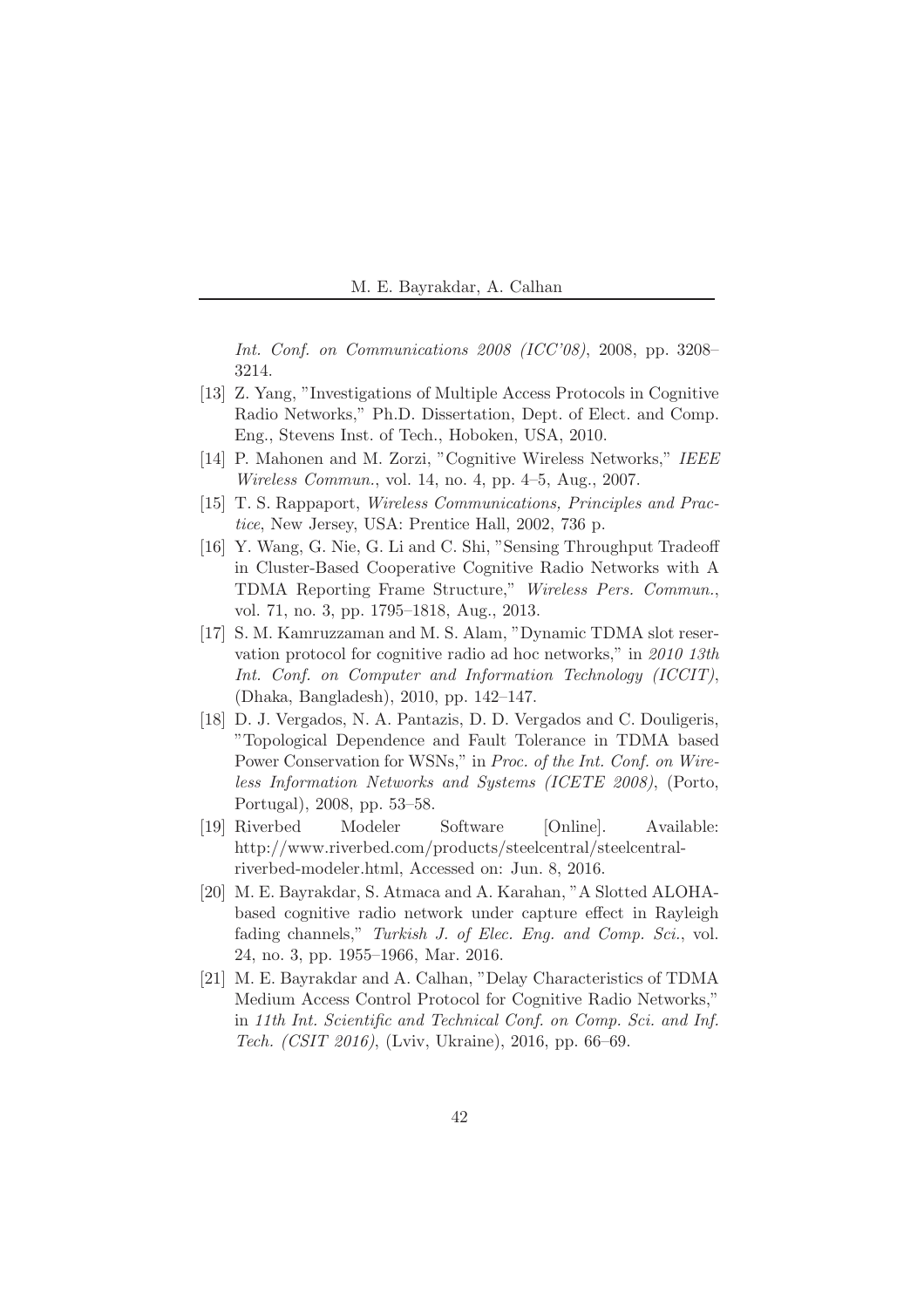*Int. Conf. on Communications 2008 (ICC'08)*, 2008, pp. 3208–3214.

[13] Z. Yang, "Investigations of Multiple Access Protocols in Cognitive Radio Networks," Ph.D. Dissertation, Dept. of Elect. and Comp. Eng., Stevens Inst. of Tech., Hoboken, USA, 2010.

[14] P. Mahonen and M. Zorzi, "Cognitive Wireless Networks," *IEEE Wireless Commun.*, vol. 14, no. 4, pp. 4–5, Aug., 2007.

[15] T. S. Rappaport, *Wireless Communications, Principles and Practice*, New Jersey, USA: Prentice Hall, 2002, 736 p.

[16] Y. Wang, G. Nie, G. Li and C. Shi, "Sensing Throughput Tradeoff in Cluster-Based Cooperative Cognitive Radio Networks with A TDMA Reporting Frame Structure," *Wireless Pers. Commun.*, vol. 71, no. 3, pp. 1795–1818, Aug., 2013.

[17] S. M. Kamruzzaman and M. S. Alam, "Dynamic TDMA slot reservation protocol for cognitive radio ad hoc networks," in *2010 13th Int. Conf. on Computer and Information Technology (ICCIT)*, (Dhaka, Bangladesh), 2010, pp. 142–147.

[18] D. J. Vergados, N. A. Pantazis, D. D. Vergados and C. Douligeris, "Topological Dependence and Fault Tolerance in TDMA based Power Conservation for WSNs," in *Proc. of the Int. Conf. on Wireless Information Networks and Systems (ICETE 2008)*, (Porto, Portugal), 2008, pp. 53–58.

[19] Riverbed Modeler Software [Online]. Available: http://www.riverbed.com/products/steelcentral/steelcentral-riverbed-modeler.html, Accessed on: Jun. 8, 2016.

[20] M. E. Bayrakdar, S. Atmaca and A. Karahan, "A Slotted ALOHA-based cognitive radio network under capture effect in Rayleigh fading channels," *Turkish J. of Elec. Eng. and Comp. Sci.*, vol. 24, no. 3, pp. 1955–1966, Mar. 2016.

[21] M. E. Bayrakdar and A. Calhan, "Delay Characteristics of TDMA Medium Access Control Protocol for Cognitive Radio Networks," in *11th Int. Scientific and Technical Conf. on Comp. Sci. and Inf. Tech. (CSIT 2016)*, (Lviv, Ukraine), 2016, pp. 66–69.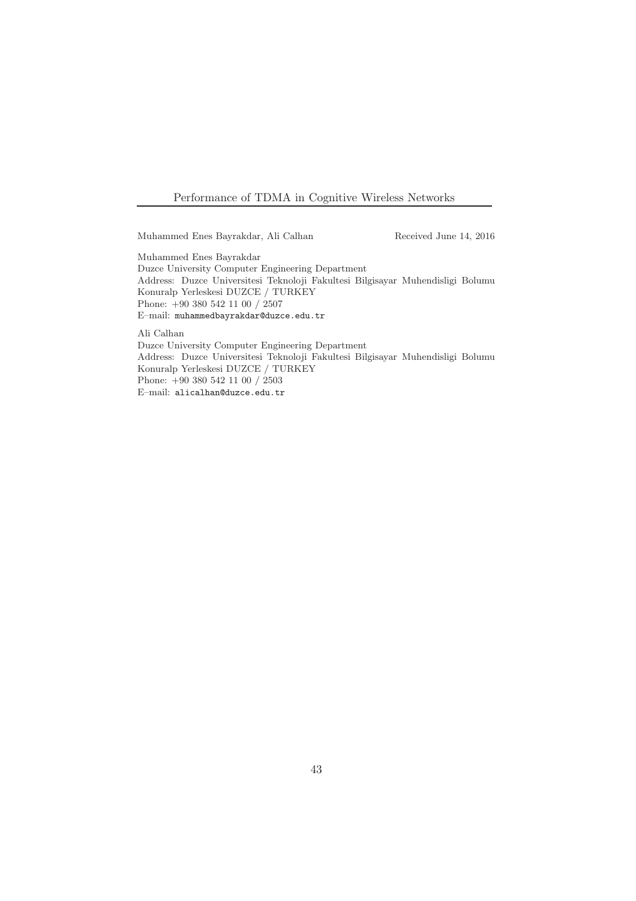Performance of TDMA in Cognitive Wireless Networks

Muhammed Enes Bayrakdar, Ali Calhan

Received June 14, 2016

Muhammed Enes Bayrakdar
Duzce University Computer Engineering Department
Address: Duzce Universitesi Teknoloji Fakultesi Bilgisayar Muhendisligi Bolumu Konuralp Yerleskesi DUZCE / TURKEY
Phone: +90 380 542 11 00 / 2507
E–mail: muhammedbayrakdar@duzce.edu.tr

Ali Calhan
Duzce University Computer Engineering Department
Address: Duzce Universitesi Teknoloji Fakultesi Bilgisayar Muhendisligi Bolumu Konuralp Yerleskesi DUZCE / TURKEY
Phone: +90 380 542 11 00 / 2503
E–mail: alicalhan@duzce.edu.tr